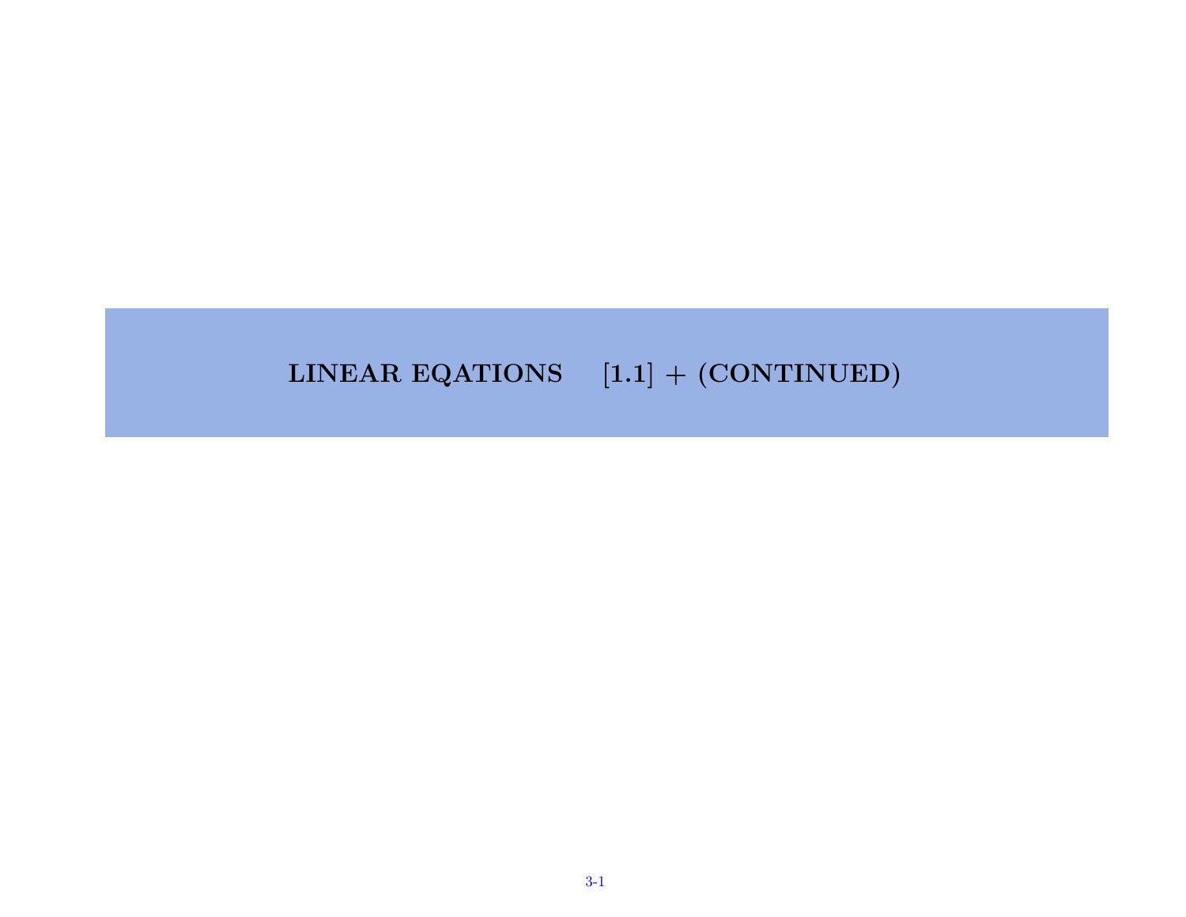# LINEAR EQATIONS [1.1] + (CONTINUED)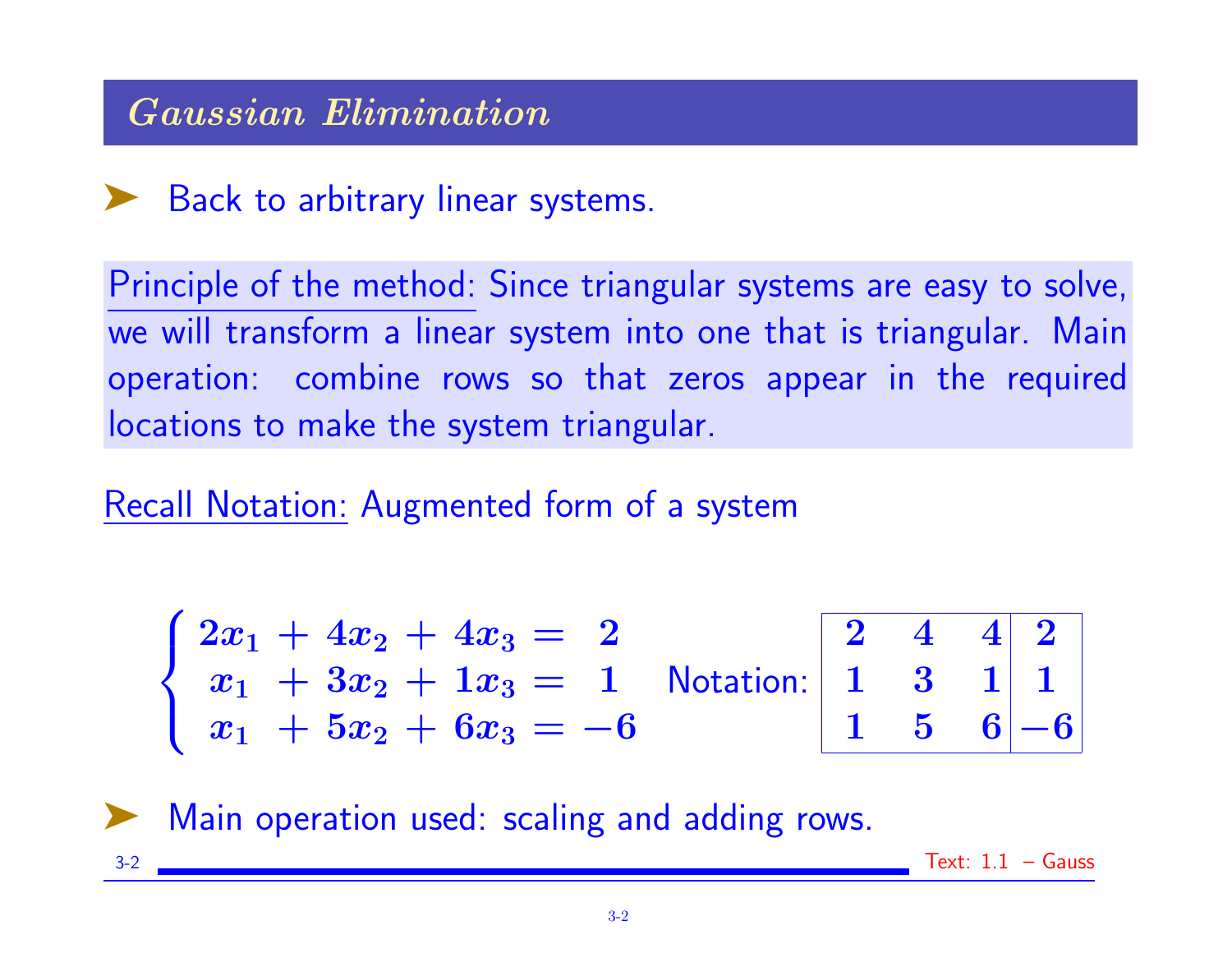## *Gaussian Elimination*

➤ Back to arbitrary linear systems.

Principle of the method: Since triangular systems are easy to solve, we will transform a linear system into one that is triangular. Main operation: combine rows so that zeros appear in the required locations to make the system triangular.

Recall Notation: Augmented form of a system

$$\begin{cases} 2x_1 + 4x_2 + 4x_3 = 2 \\ x_1 + 3x_2 + 1x_3 = 1 \\ x_1 + 5x_2 + 6x_3 = -6 \end{cases} \quad \text{Notation: } \left[\begin{array}{ccc|c} 2 & 4 & 4 & 2 \\ 1 & 3 & 1 & 1 \\ 1 & 5 & 6 & -6 \end{array}\right]$$

➤ Main operation used: scaling and adding rows.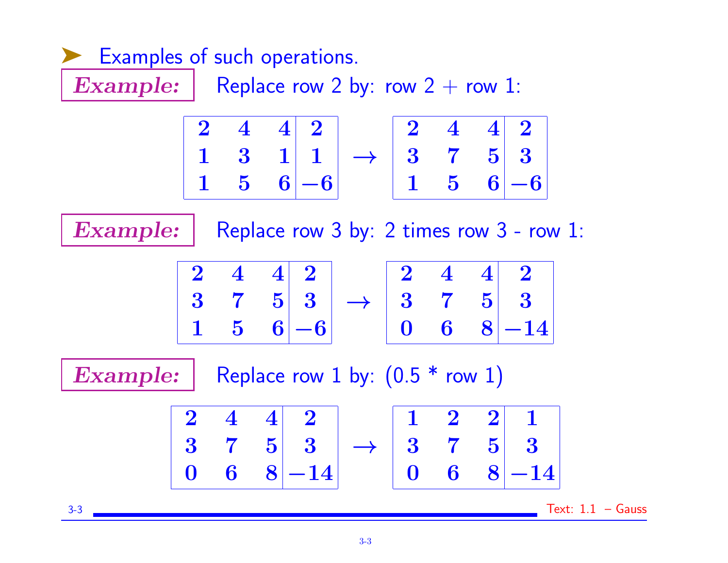- Examples of such operations.

**Example:** Replace row 2 by: row 2 + row 1:

$$\left[\begin{array}{ccc|c} 2 & 4 & 4 & 2 \\ 1 & 3 & 1 & 1 \\ 1 & 5 & 6 & -6 \end{array}\right] \rightarrow \left[\begin{array}{ccc|c} 2 & 4 & 4 & 2 \\ 3 & 7 & 5 & 3 \\ 1 & 5 & 6 & -6 \end{array}\right]$$

**Example:** Replace row 3 by: 2 times row 3 - row 1:

$$\left[\begin{array}{ccc|c} 2 & 4 & 4 & 2 \\ 3 & 7 & 5 & 3 \\ 1 & 5 & 6 & -6 \end{array}\right] \rightarrow \left[\begin{array}{ccc|c} 2 & 4 & 4 & 2 \\ 3 & 7 & 5 & 3 \\ 0 & 6 & 8 & -14 \end{array}\right]$$

**Example:** Replace row 1 by: (0.5 * row 1)

$$\left[\begin{array}{ccc|c} 2 & 4 & 4 & 2 \\ 3 & 7 & 5 & 3 \\ 0 & 6 & 8 & -14 \end{array}\right] \rightarrow \left[\begin{array}{ccc|c} 1 & 2 & 2 & 1 \\ 3 & 7 & 5 & 3 \\ 0 & 6 & 8 & -14 \end{array}\right]$$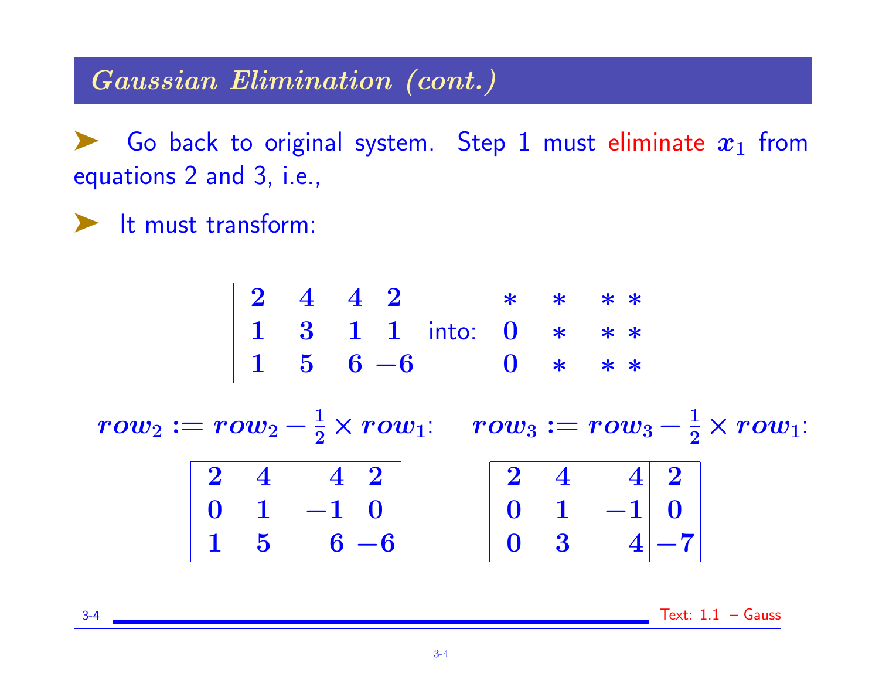## *Gaussian Elimination (cont.)*

- Go back to original system. Step 1 must eliminate $x_1$ from equations 2 and 3, i.e.,
- It must transform:

$$\left[\begin{array}{ccc|c} 2 & 4 & 4 & 2 \\ 1 & 3 & 1 & 1 \\ 1 & 5 & 6 & -6 \end{array}\right] \text{ into: } \left[\begin{array}{ccc|c} * & * & * & * \\ 0 & * & * & * \\ 0 & * & * & * \end{array}\right]$$

$row_2 := row_2 - \frac{1}{2} \times row_1$:

$$\left[\begin{array}{ccc|c} 2 & 4 & 4 & 2 \\ 0 & 1 & -1 & 0 \\ 1 & 5 & 6 & -6 \end{array}\right]$$

$row_3 := row_3 - \frac{1}{2} \times row_1$:

$$\left[\begin{array}{ccc|c} 2 & 4 & 4 & 2 \\ 0 & 1 & -1 & 0 \\ 0 & 3 & 4 & -7 \end{array}\right]$$

Text: 1.1 – Gauss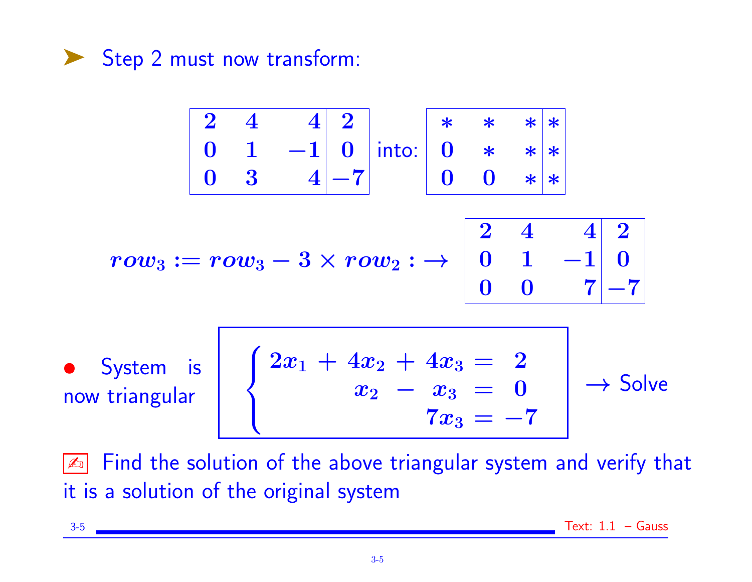- Step 2 must now transform:

$$\left[\begin{array}{ccc|c} 2 & 4 & 4 & 2 \\ 0 & 1 & -1 & 0 \\ 0 & 3 & 4 & -7 \end{array}\right] \text{ into: } \left[\begin{array}{ccc|c} * & * & * & * \\ 0 & * & * & * \\ 0 & 0 & * & * \end{array}\right]$$

$$row_3 := row_3 - 3 \times row_2 : \rightarrow \left[\begin{array}{ccc|c} 2 & 4 & 4 & 2 \\ 0 & 1 & -1 & 0 \\ 0 & 0 & 7 & -7 \end{array}\right]$$

- System is now triangular

$$\begin{cases} 2x_1 + 4x_2 + 4x_3 = 2 \\ \quad\quad\;\; x_2 - x_3 = 0 \\ \quad\quad\quad\quad\; 7x_3 = -7 \end{cases} \rightarrow \text{Solve}$$

✍ Find the solution of the above triangular system and verify that it is a solution of the original system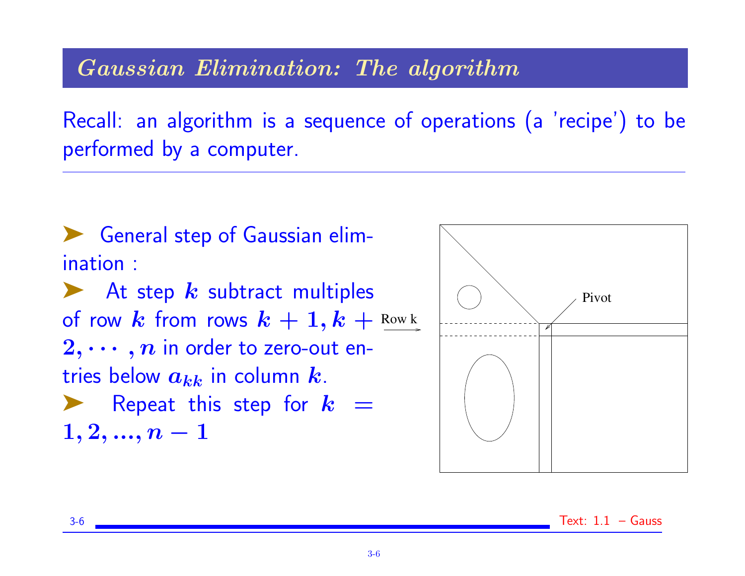## *Gaussian Elimination: The algorithm*

Recall: an algorithm is a sequence of operations (a 'recipe') to be performed by a computer.

- General step of Gaussian elimination :
- At step $k$ subtract multiples of row $k$ from rows $k+1, k+2, \cdots, n$ in order to zero-out entries below $a_{kk}$ in column $k$.
- Repeat this step for $k = 1, 2, ..., n-1$

Row k

Pivot

Text: 1.1 – Gauss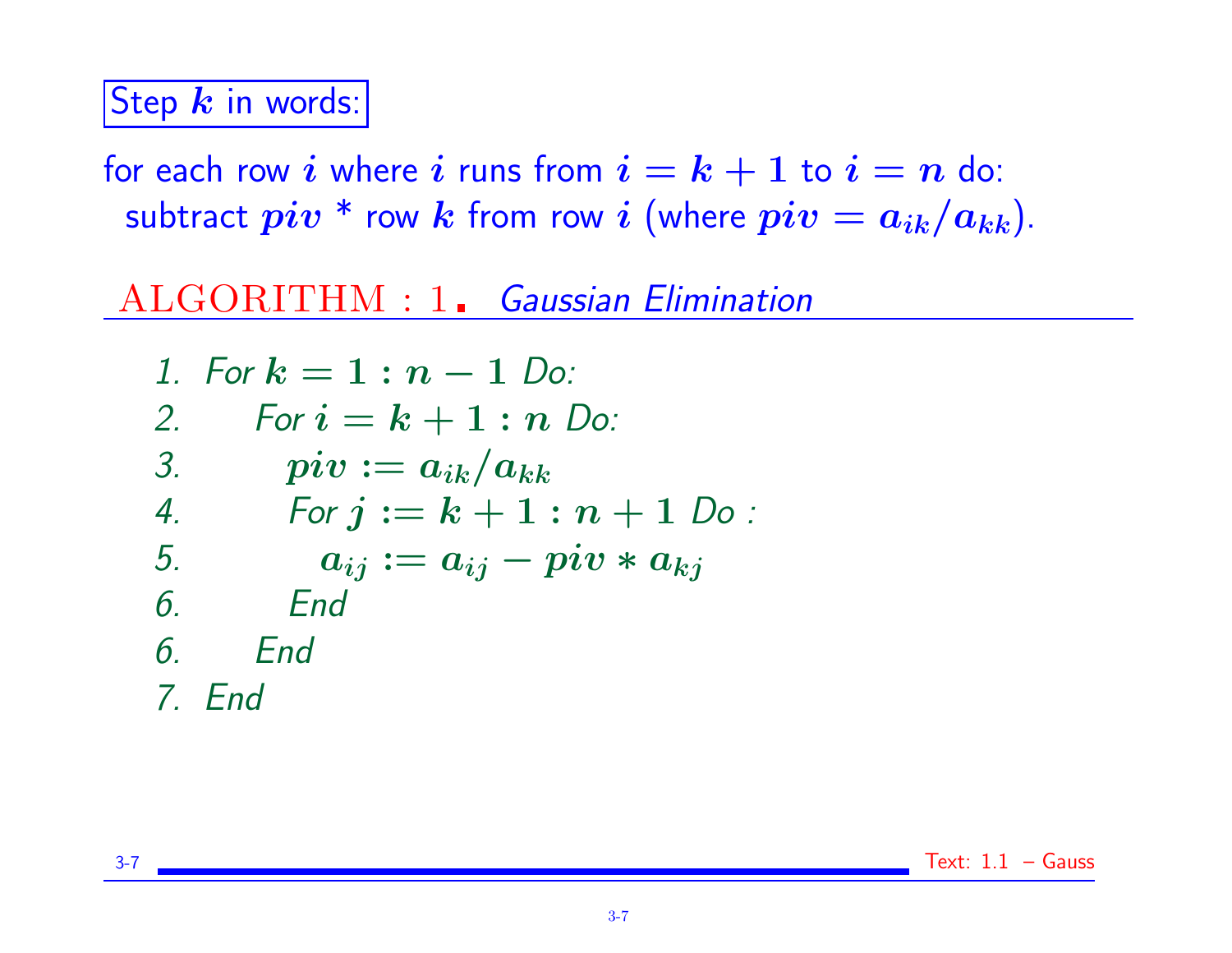**Step $k$ in words:**

for each row $i$ where $i$ runs from $i = k + 1$ to $i = n$ do:
subtract $piv$ * row $k$ from row $i$ (where $piv = a_{ik}/a_{kk}$).

**ALGORITHM : 1.** *Gaussian Elimination*

1. *For* $k = 1 : n - 1$ *Do:*
2. *For* $i = k + 1 : n$ *Do:*
3. $piv := a_{ik}/a_{kk}$
4. *For* $j := k + 1 : n + 1$ *Do :*
5. $a_{ij} := a_{ij} - piv * a_{kj}$
6. *End*
6. *End*
7. *End*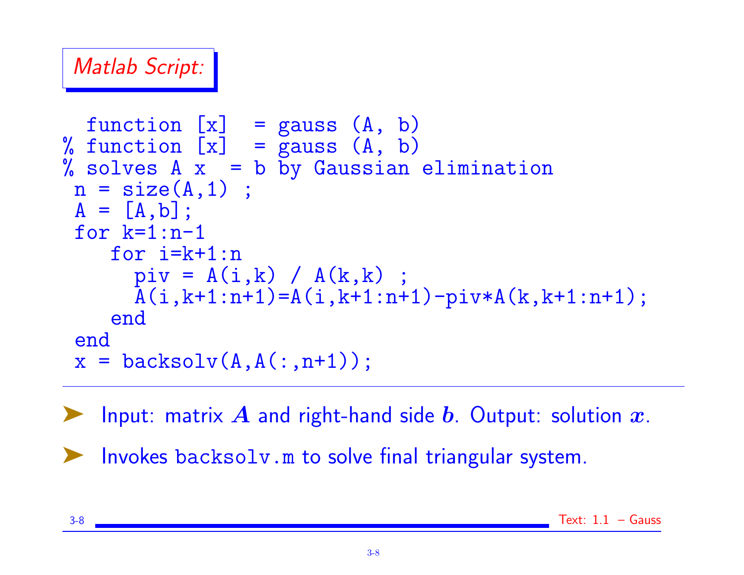*Matlab Script:*

```
 function [x]  = gauss (A, b)
% function [x]  = gauss (A, b)
% solves A x  = b by Gaussian elimination
 n = size(A,1) ;
 A = [A,b];
 for k=1:n-1
    for i=k+1:n
      piv = A(i,k) / A(k,k) ;
      A(i,k+1:n+1)=A(i,k+1:n+1)-piv*A(k,k+1:n+1);
    end
 end
 x = backsolv(A,A(:,n+1));
```

- Input: matrix $A$ and right-hand side $b$. Output: solution $x$.
- Invokes `backsolv.m` to solve final triangular system.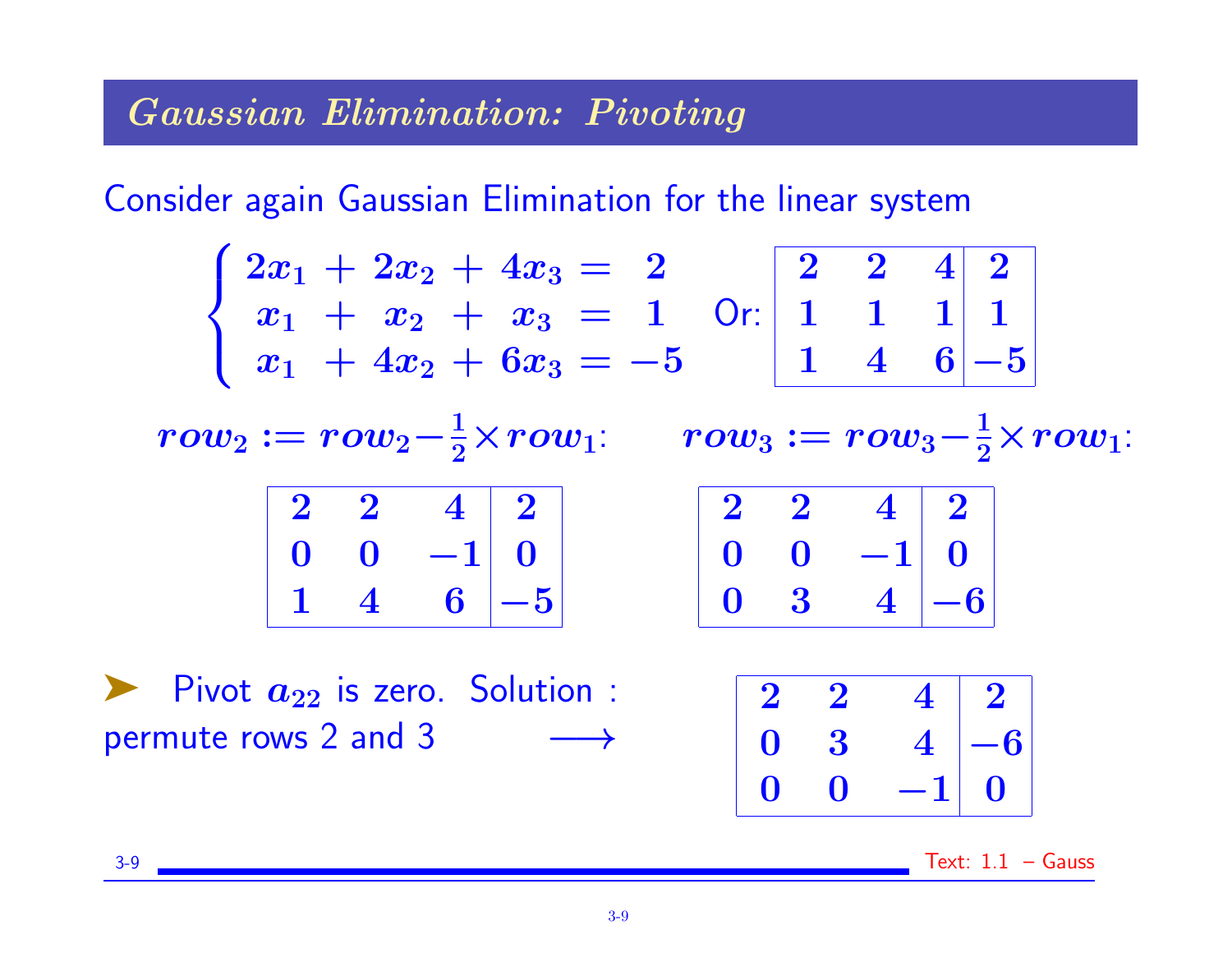## Gaussian Elimination: Pivoting

Consider again Gaussian Elimination for the linear system

$$\begin{cases} 2x_1 + 2x_2 + 4x_3 = 2 \\ x_1 + x_2 + x_3 = 1 \\ x_1 + 4x_2 + 6x_3 = -5 \end{cases}$$

Or:

| | | | |
|---|---|---|---|
| 2 | 2 | 4 | 2 |
| 1 | 1 | 1 | 1 |
| 1 | 4 | 6 | −5 |

$row_2 := row_2 - \frac{1}{2} \times row_1$:

| | | | |
|---|---|---|---|
| 2 | 2 | 4 | 2 |
| 0 | 0 | −1 | 0 |
| 1 | 4 | 6 | −5 |

$row_3 := row_3 - \frac{1}{2} \times row_1$:

| | | | |
|---|---|---|---|
| 2 | 2 | 4 | 2 |
| 0 | 0 | −1 | 0 |
| 0 | 3 | 4 | −6 |

- Pivot $a_{22}$ is zero. Solution : permute rows 2 and 3 $\longrightarrow$

| | | | |
|---|---|---|---|
| 2 | 2 | 4 | 2 |
| 0 | 3 | 4 | −6 |
| 0 | 0 | −1 | 0 |

Text: 1.1 – Gauss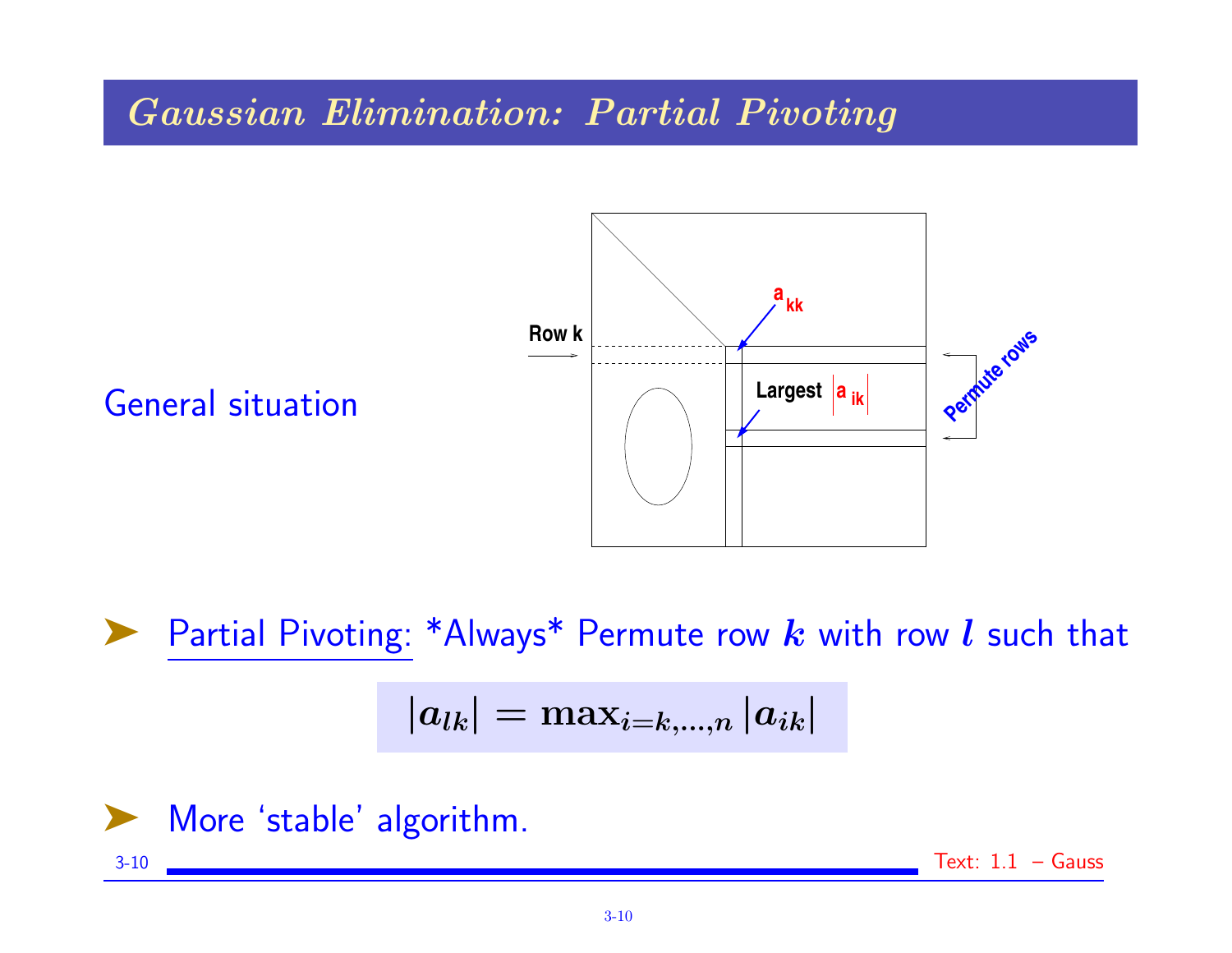# *Gaussian Elimination: Partial Pivoting*

General situation

- Partial Pivoting: *Always* Permute row $k$ with row $l$ such that

$$|a_{lk}| = \max_{i=k,\ldots,n} |a_{ik}|$$

- More 'stable' algorithm.

Text: 1.1 – Gauss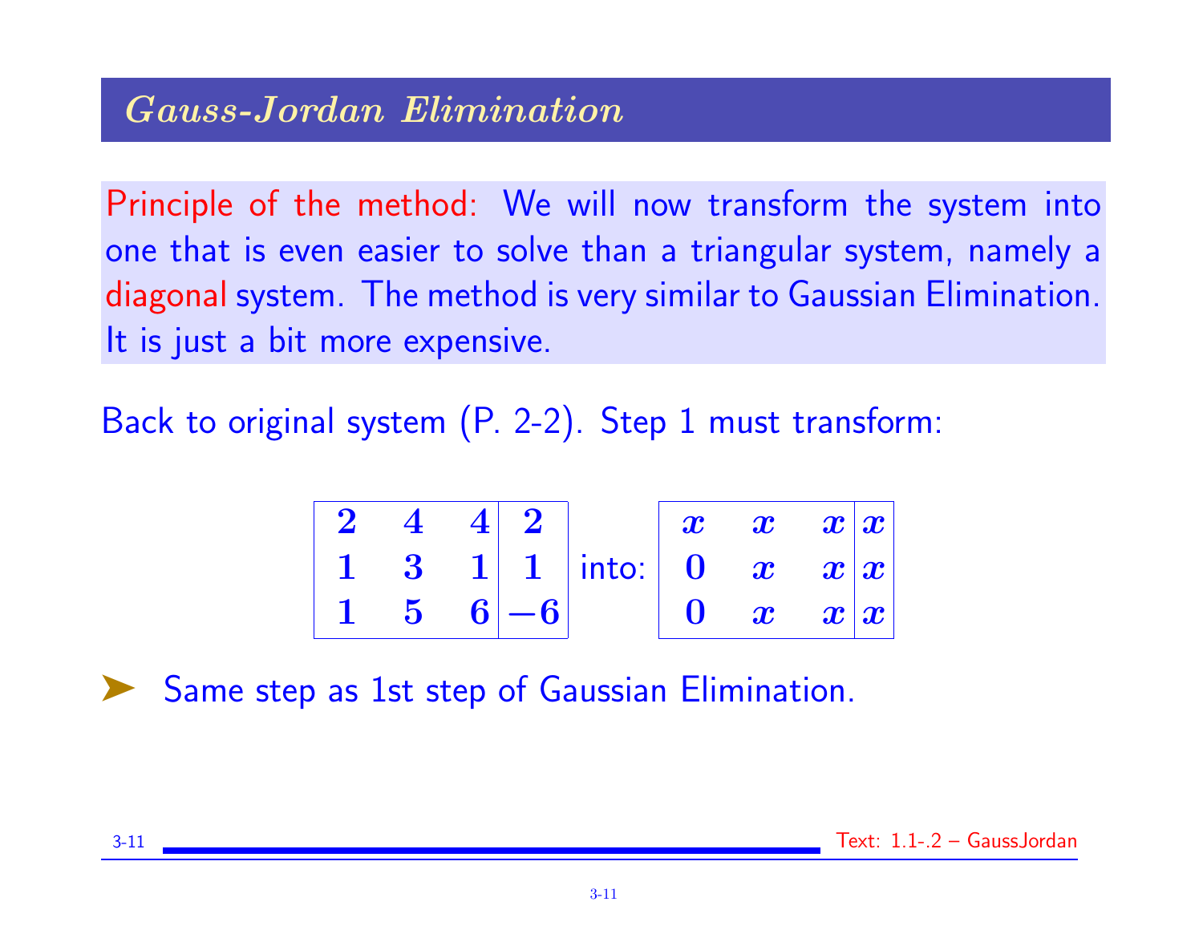## *Gauss-Jordan Elimination*

Principle of the method: We will now transform the system into one that is even easier to solve than a triangular system, namely a diagonal system. The method is very similar to Gaussian Elimination. It is just a bit more expensive.

Back to original system (P. 2-2). Step 1 must transform:

$$\left[\begin{array}{ccc|c} 2 & 4 & 4 & 2 \\ 1 & 3 & 1 & 1 \\ 1 & 5 & 6 & -6 \end{array}\right] \text{ into: } \left[\begin{array}{ccc|c} x & x & x & x \\ 0 & x & x & x \\ 0 & x & x & x \end{array}\right]$$

- Same step as 1st step of Gaussian Elimination.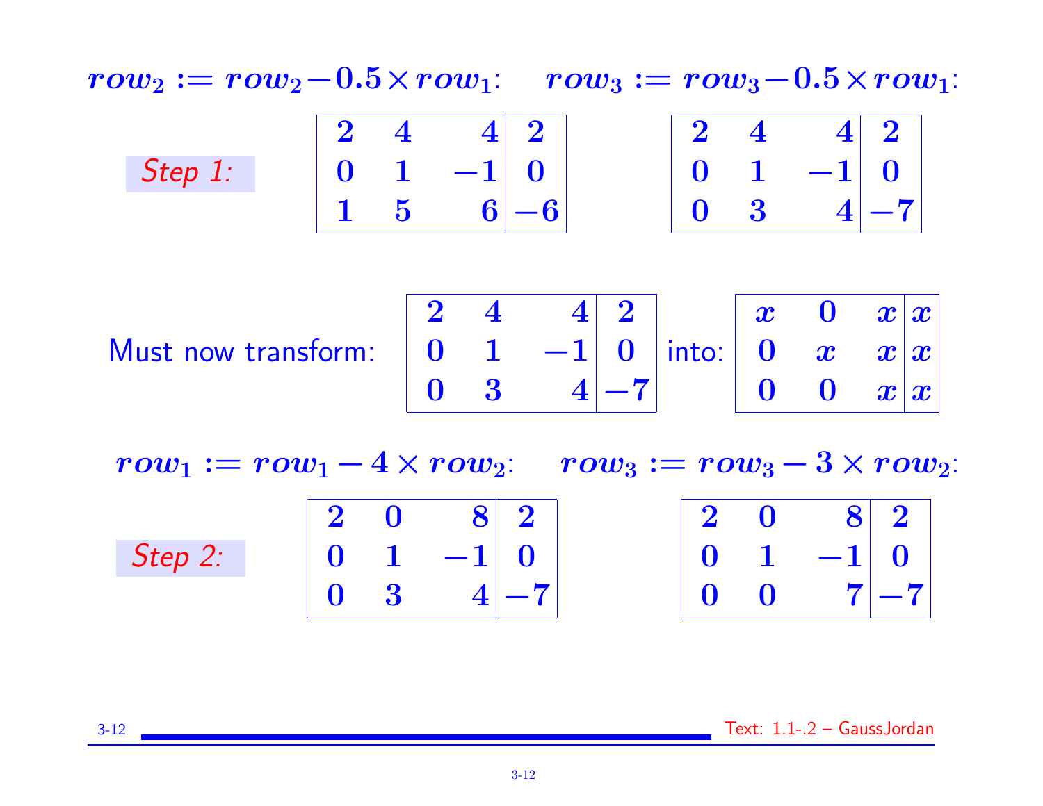$row_2 := row_2 - 0.5 \times row_1$: $\quad row_3 := row_3 - 0.5 \times row_1$:

*Step 1:*

$$\left[\begin{array}{rrr|r} 2 & 4 & 4 & 2 \\ 0 & 1 & -1 & 0 \\ 1 & 5 & 6 & -6 \end{array}\right] \qquad \left[\begin{array}{rrr|r} 2 & 4 & 4 & 2 \\ 0 & 1 & -1 & 0 \\ 0 & 3 & 4 & -7 \end{array}\right]$$

Must now transform: $\left[\begin{array}{rrr|r} 2 & 4 & 4 & 2 \\ 0 & 1 & -1 & 0 \\ 0 & 3 & 4 & -7 \end{array}\right]$ into: $\left[\begin{array}{ccc|c} x & 0 & x & x \\ 0 & x & x & x \\ 0 & 0 & x & x \end{array}\right]$

$row_1 := row_1 - 4 \times row_2$: $\quad row_3 := row_3 - 3 \times row_2$:

*Step 2:*

$$\left[\begin{array}{rrr|r} 2 & 0 & 8 & 2 \\ 0 & 1 & -1 & 0 \\ 0 & 3 & 4 & -7 \end{array}\right] \qquad \left[\begin{array}{rrr|r} 2 & 0 & 8 & 2 \\ 0 & 1 & -1 & 0 \\ 0 & 0 & 7 & -7 \end{array}\right]$$

Text: 1.1-.2 – GaussJordan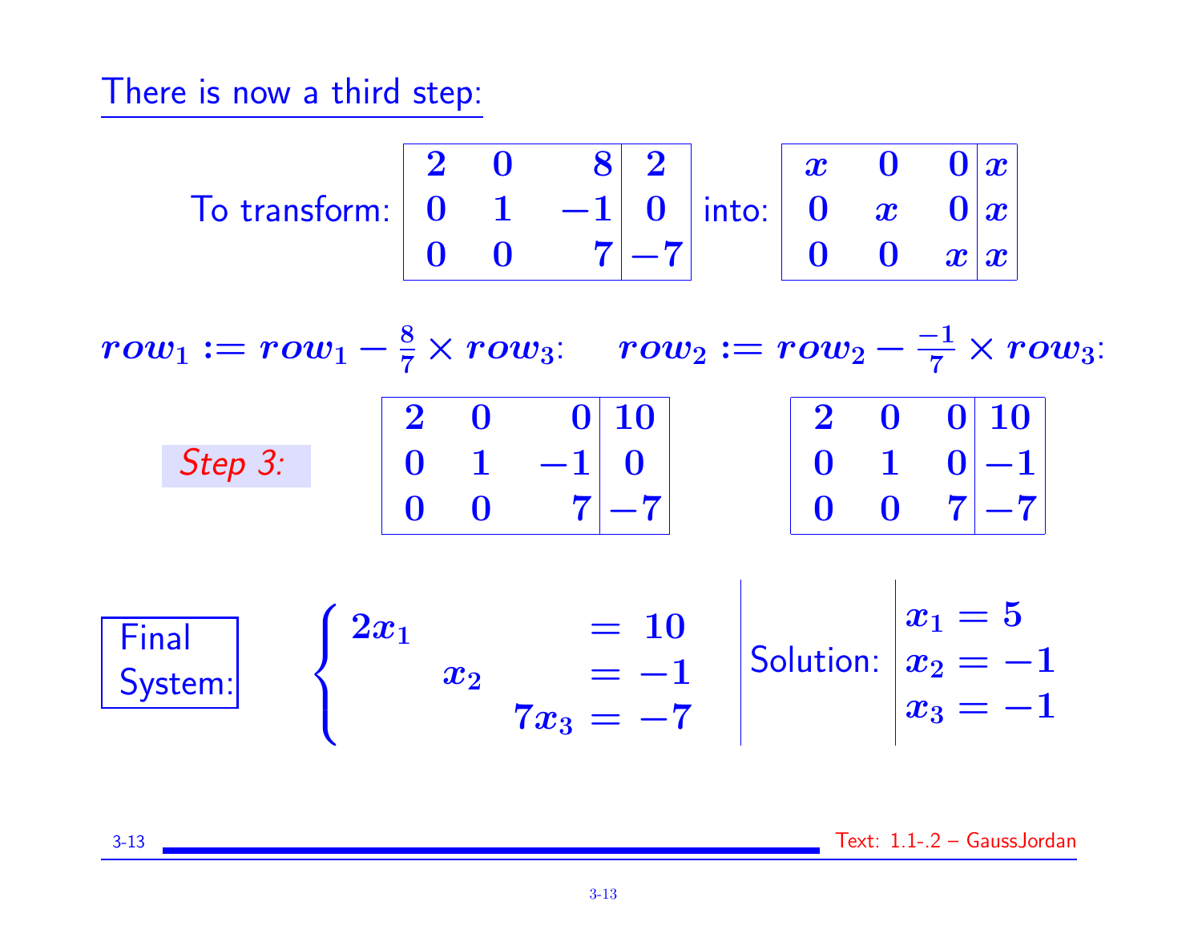## There is now a third step:

To transform: 
$$\left[\begin{array}{ccc|c} 2 & 0 & 8 & 2 \\ 0 & 1 & -1 & 0 \\ 0 & 0 & 7 & -7 \end{array}\right]$$
into: 
$$\left[\begin{array}{ccc|c} x & 0 & 0 & x \\ 0 & x & 0 & x \\ 0 & 0 & x & x \end{array}\right]$$

$row_1 := row_1 - \frac{8}{7} \times row_3$:

$$\left[\begin{array}{ccc|c} 2 & 0 & 0 & 10 \\ 0 & 1 & -1 & 0 \\ 0 & 0 & 7 & -7 \end{array}\right]$$

$row_2 := row_2 - \frac{-1}{7} \times row_3$:

$$\left[\begin{array}{ccc|c} 2 & 0 & 0 & 10 \\ 0 & 1 & 0 & -1 \\ 0 & 0 & 7 & -7 \end{array}\right]$$

*Step 3:*

**Final System:**

$$\begin{cases} 2x_1 = 10 \\ x_2 = -1 \\ 7x_3 = -7 \end{cases}$$

Solution:

$$x_1 = 5$$
$$x_2 = -1$$
$$x_3 = -1$$

Text: 1.1-.2 – GaussJordan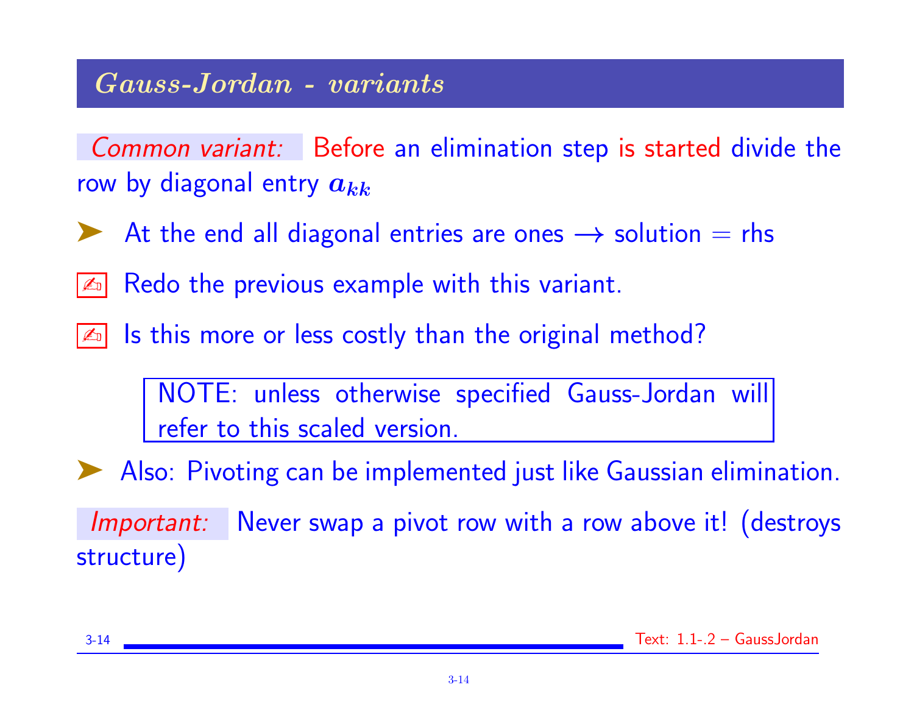## *Gauss-Jordan - variants*

*Common variant:* Before an elimination step is started divide the row by diagonal entry $a_{kk}$

- At the end all diagonal entries are ones $\longrightarrow$ solution = rhs

✍ Redo the previous example with this variant.

✍ Is this more or less costly than the original method?

> NOTE: unless otherwise specified Gauss-Jordan will refer to this scaled version.

- Also: Pivoting can be implemented just like Gaussian elimination.

*Important:* Never swap a pivot row with a row above it! (destroys structure)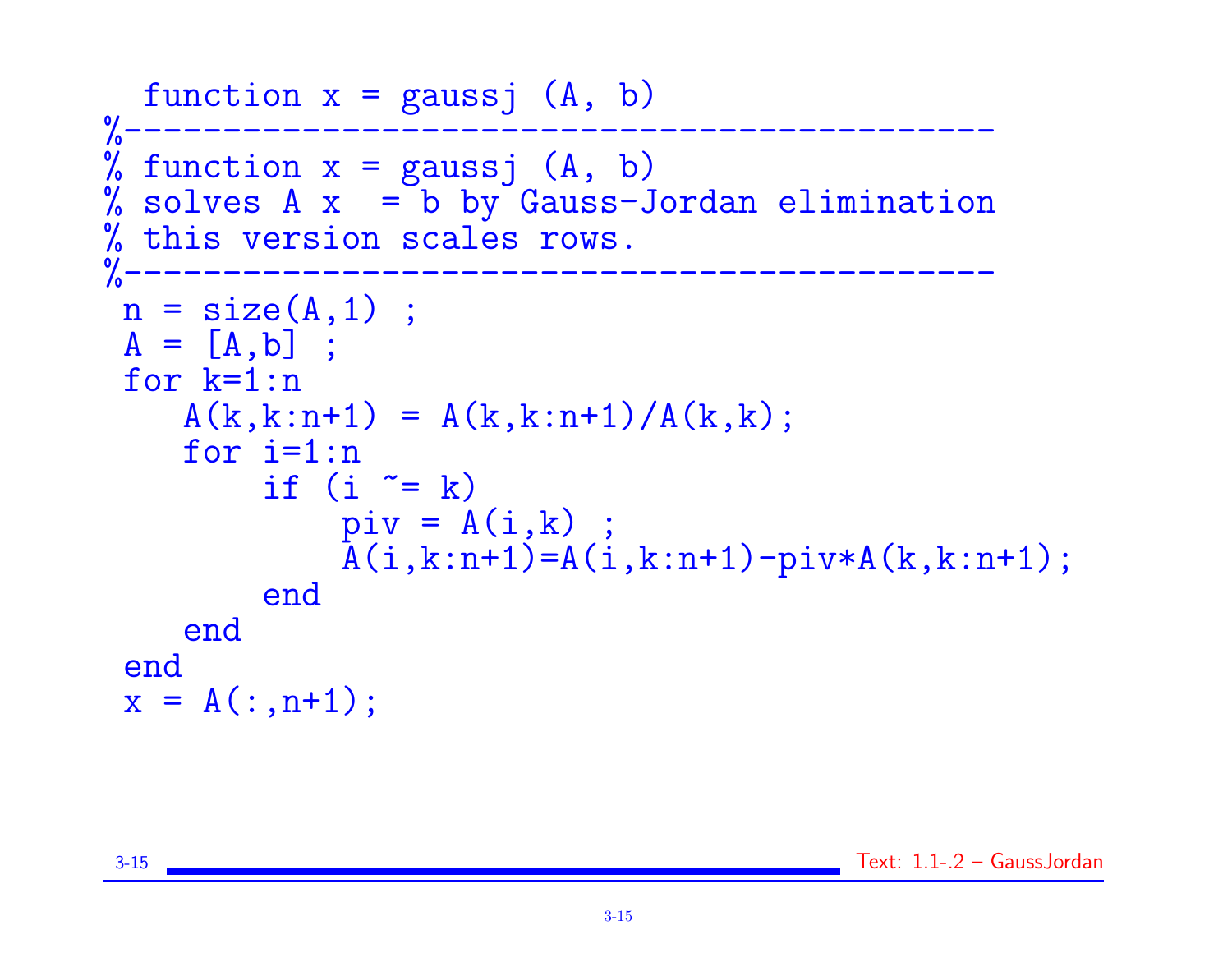```
 function x = gaussj (A, b)
%------------------------------------------
% function x = gaussj (A, b)
% solves A x  = b by Gauss-Jordan elimination
% this version scales rows.
%------------------------------------------
n = size(A,1) ;
A = [A,b] ;
for k=1:n
   A(k,k:n+1) = A(k,k:n+1)/A(k,k);
   for i=1:n
       if (i ~= k)
           piv = A(i,k) ;
           A(i,k:n+1)=A(i,k:n+1)-piv*A(k,k:n+1);
       end
   end
end
x = A(:,n+1);
```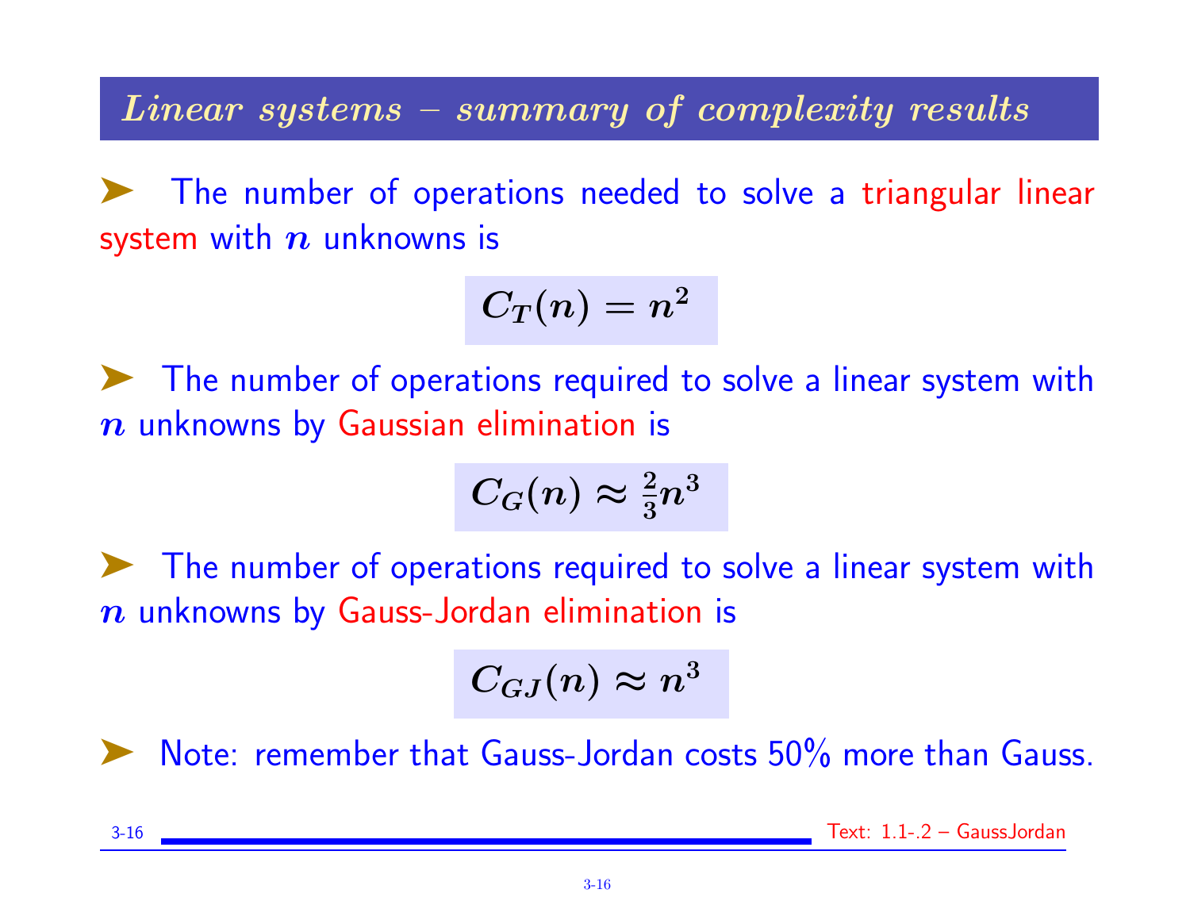## *Linear systems – summary of complexity results*

- The number of operations needed to solve a triangular linear system with $n$ unknowns is

$$C_T(n) = n^2$$

- The number of operations required to solve a linear system with $n$ unknowns by Gaussian elimination is

$$C_G(n) \approx \frac{2}{3}n^3$$

- The number of operations required to solve a linear system with $n$ unknowns by Gauss-Jordan elimination is

$$C_{GJ}(n) \approx n^3$$

- Note: remember that Gauss-Jordan costs 50% more than Gauss.

Text: 1.1-.2 – GaussJordan